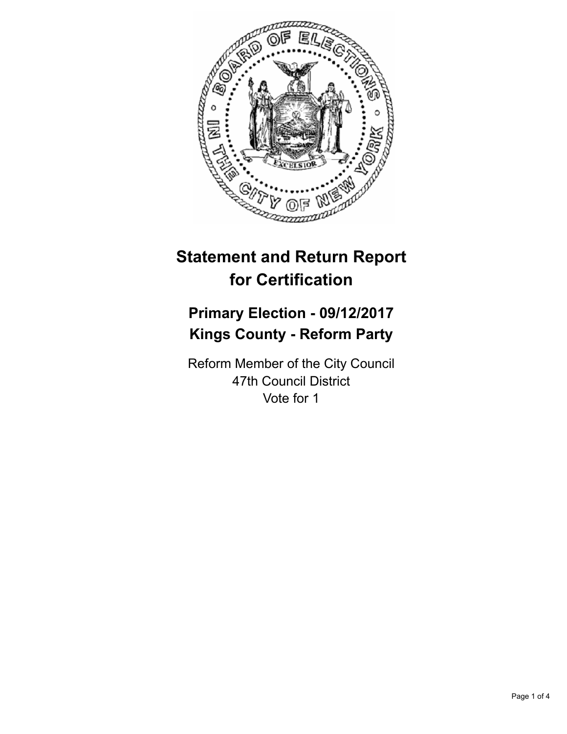# Statement and Return Report for Certification

## Primary Election - 09/12/2017
## Kings County - Reform Party

Reform Member of the City Council
47th Council District
Vote for 1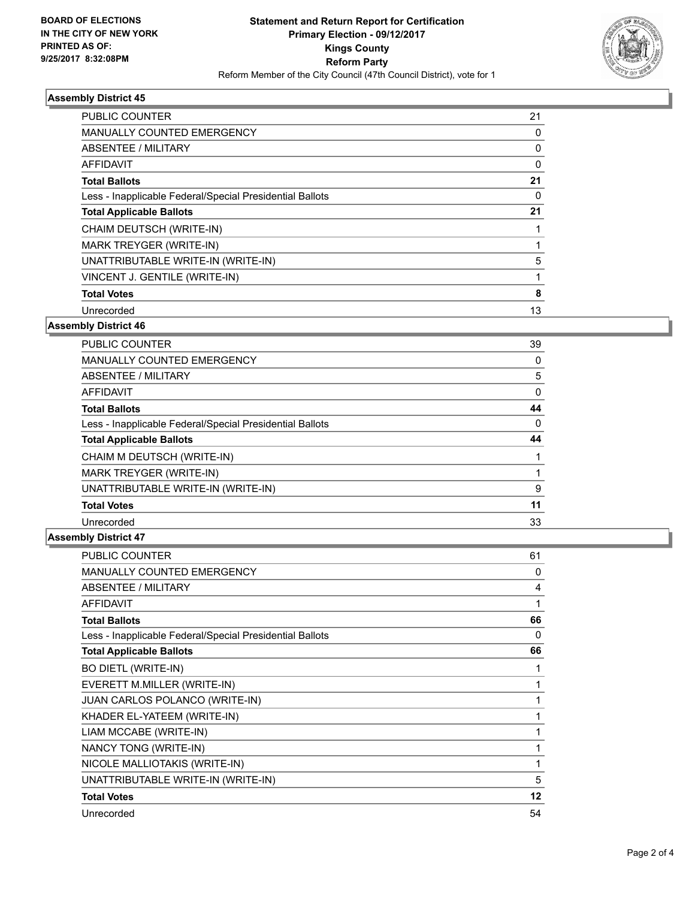**BOARD OF ELECTIONS IN THE CITY OF NEW YORK PRINTED AS OF: 9/25/2017 8:32:08PM**

**Statement and Return Report for Certification Primary Election - 09/12/2017 Kings County Reform Party**

Reform Member of the City Council (47th Council District), vote for 1

### Assembly District 45

| | |
|---|---|
| PUBLIC COUNTER | 21 |
| MANUALLY COUNTED EMERGENCY | 0 |
| ABSENTEE / MILITARY | 0 |
| AFFIDAVIT | 0 |
| **Total Ballots** | **21** |
| Less - Inapplicable Federal/Special Presidential Ballots | 0 |
| **Total Applicable Ballots** | **21** |
| CHAIM DEUTSCH (WRITE-IN) | 1 |
| MARK TREYGER (WRITE-IN) | 1 |
| UNATTRIBUTABLE WRITE-IN (WRITE-IN) | 5 |
| VINCENT J. GENTILE (WRITE-IN) | 1 |
| **Total Votes** | **8** |
| Unrecorded | 13 |

### Assembly District 46

| | |
|---|---|
| PUBLIC COUNTER | 39 |
| MANUALLY COUNTED EMERGENCY | 0 |
| ABSENTEE / MILITARY | 5 |
| AFFIDAVIT | 0 |
| **Total Ballots** | **44** |
| Less - Inapplicable Federal/Special Presidential Ballots | 0 |
| **Total Applicable Ballots** | **44** |
| CHAIM M DEUTSCH (WRITE-IN) | 1 |
| MARK TREYGER (WRITE-IN) | 1 |
| UNATTRIBUTABLE WRITE-IN (WRITE-IN) | 9 |
| **Total Votes** | **11** |
| Unrecorded | 33 |

### Assembly District 47

| | |
|---|---|
| PUBLIC COUNTER | 61 |
| MANUALLY COUNTED EMERGENCY | 0 |
| ABSENTEE / MILITARY | 4 |
| AFFIDAVIT | 1 |
| **Total Ballots** | **66** |
| Less - Inapplicable Federal/Special Presidential Ballots | 0 |
| **Total Applicable Ballots** | **66** |
| BO DIETL (WRITE-IN) | 1 |
| EVERETT M.MILLER (WRITE-IN) | 1 |
| JUAN CARLOS POLANCO (WRITE-IN) | 1 |
| KHADER EL-YATEEM (WRITE-IN) | 1 |
| LIAM MCCABE (WRITE-IN) | 1 |
| NANCY TONG (WRITE-IN) | 1 |
| NICOLE MALLIOTAKIS (WRITE-IN) | 1 |
| UNATTRIBUTABLE WRITE-IN (WRITE-IN) | 5 |
| **Total Votes** | **12** |
| Unrecorded | 54 |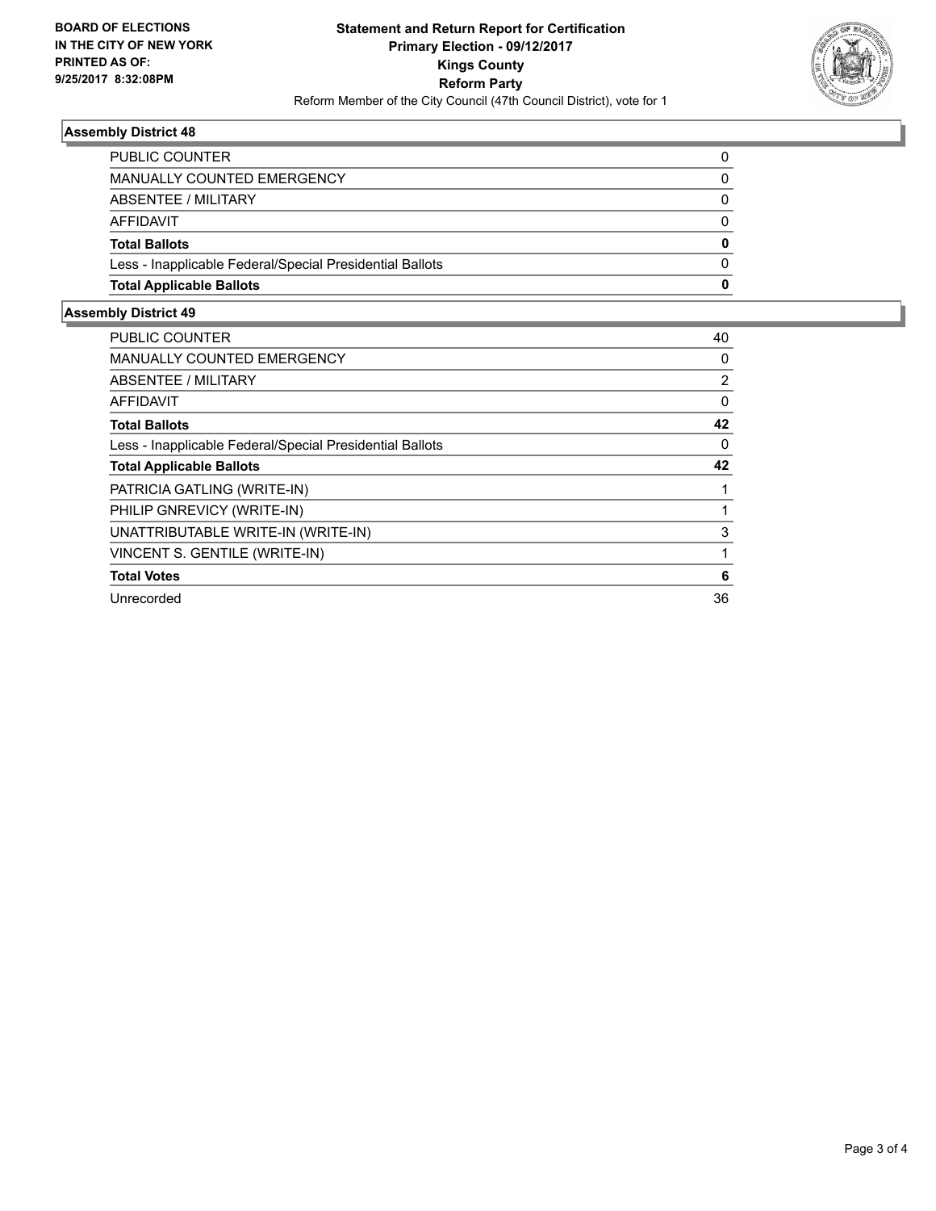**BOARD OF ELECTIONS IN THE CITY OF NEW YORK PRINTED AS OF: 9/25/2017 8:32:08PM**

# Statement and Return Report for Certification
## Primary Election - 09/12/2017
## Kings County
## Reform Party
Reform Member of the City Council (47th Council District), vote for 1

### Assembly District 48

| | |
|---|---|
| PUBLIC COUNTER | 0 |
| MANUALLY COUNTED EMERGENCY | 0 |
| ABSENTEE / MILITARY | 0 |
| AFFIDAVIT | 0 |
| **Total Ballots** | **0** |
| Less - Inapplicable Federal/Special Presidential Ballots | 0 |
| **Total Applicable Ballots** | **0** |

### Assembly District 49

| | |
|---|---|
| PUBLIC COUNTER | 40 |
| MANUALLY COUNTED EMERGENCY | 0 |
| ABSENTEE / MILITARY | 2 |
| AFFIDAVIT | 0 |
| **Total Ballots** | **42** |
| Less - Inapplicable Federal/Special Presidential Ballots | 0 |
| **Total Applicable Ballots** | **42** |
| PATRICIA GATLING (WRITE-IN) | 1 |
| PHILIP GNREVICY (WRITE-IN) | 1 |
| UNATTRIBUTABLE WRITE-IN (WRITE-IN) | 3 |
| VINCENT S. GENTILE (WRITE-IN) | 1 |
| **Total Votes** | **6** |
| Unrecorded | 36 |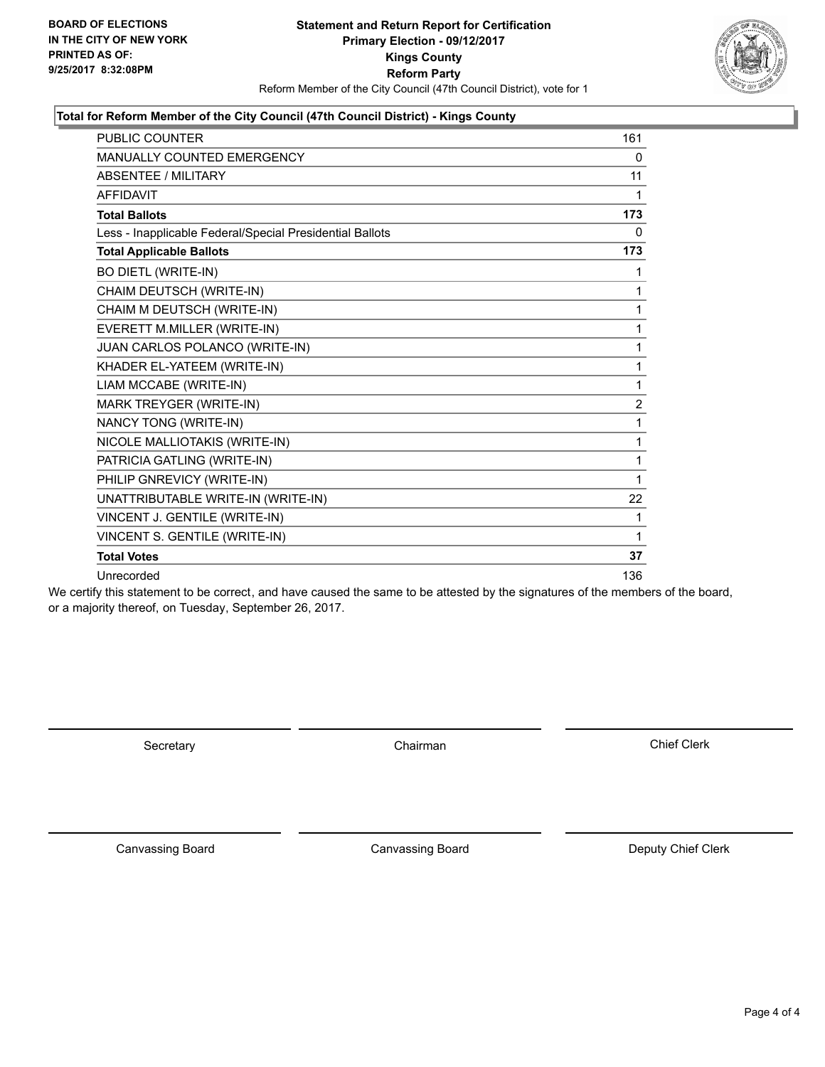**BOARD OF ELECTIONS IN THE CITY OF NEW YORK PRINTED AS OF: 9/25/2017 8:32:08PM**

**Statement and Return Report for Certification**
**Primary Election - 09/12/2017**
**Kings County**
**Reform Party**
Reform Member of the City Council (47th Council District), vote for 1

### Total for Reform Member of the City Council (47th Council District) - Kings County

| | |
|---|---|
| PUBLIC COUNTER | 161 |
| MANUALLY COUNTED EMERGENCY | 0 |
| ABSENTEE / MILITARY | 11 |
| AFFIDAVIT | 1 |
| **Total Ballots** | **173** |
| Less - Inapplicable Federal/Special Presidential Ballots | 0 |
| **Total Applicable Ballots** | **173** |
| BO DIETL (WRITE-IN) | 1 |
| CHAIM DEUTSCH (WRITE-IN) | 1 |
| CHAIM M DEUTSCH (WRITE-IN) | 1 |
| EVERETT M.MILLER (WRITE-IN) | 1 |
| JUAN CARLOS POLANCO (WRITE-IN) | 1 |
| KHADER EL-YATEEM (WRITE-IN) | 1 |
| LIAM MCCABE (WRITE-IN) | 1 |
| MARK TREYGER (WRITE-IN) | 2 |
| NANCY TONG (WRITE-IN) | 1 |
| NICOLE MALLIOTAKIS (WRITE-IN) | 1 |
| PATRICIA GATLING (WRITE-IN) | 1 |
| PHILIP GNREVICY (WRITE-IN) | 1 |
| UNATTRIBUTABLE WRITE-IN (WRITE-IN) | 22 |
| VINCENT J. GENTILE (WRITE-IN) | 1 |
| VINCENT S. GENTILE (WRITE-IN) | 1 |
| **Total Votes** | **37** |
| Unrecorded | 136 |

We certify this statement to be correct, and have caused the same to be attested by the signatures of the members of the board, or a majority thereof, on Tuesday, September 26, 2017.

Secretary

Chairman

Chief Clerk

Canvassing Board

Canvassing Board

Deputy Chief Clerk